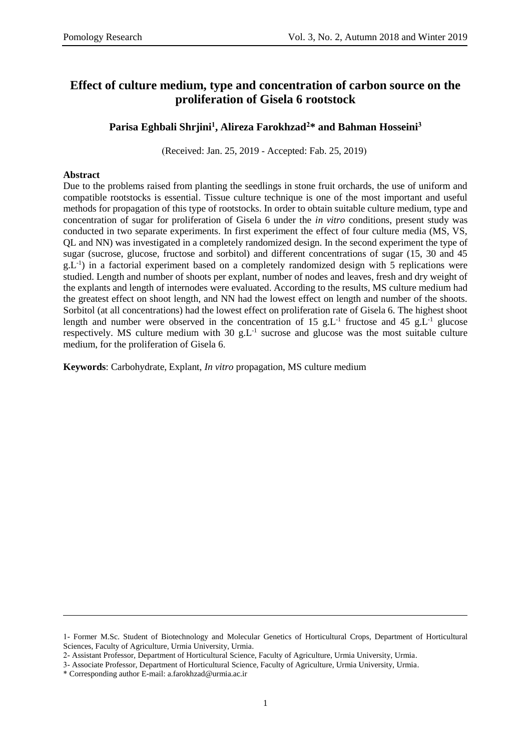# Effect of culture medium, type and concentration of carbon source on the proliferation of Gisela 6 rootstock

**Parisa Eghbali Shrjini[1], Alireza Farokhzad[2]* and Bahman Hosseini[3]**

(Received: Jan. 25, 2019 - Accepted: Fab. 25, 2019)

**Abstract**

Due to the problems raised from planting the seedlings in stone fruit orchards, the use of uniform and compatible rootstocks is essential. Tissue culture technique is one of the most important and useful methods for propagation of this type of rootstocks. In order to obtain suitable culture medium, type and concentration of sugar for proliferation of Gisela 6 under the *in vitro* conditions, present study was conducted in two separate experiments. In first experiment the effect of four culture media (MS, VS, QL and NN) was investigated in a completely randomized design. In the second experiment the type of sugar (sucrose, glucose, fructose and sorbitol) and different concentrations of sugar (15, 30 and 45 $g.L^{-1}$) in a factorial experiment based on a completely randomized design with 5 replications were studied. Length and number of shoots per explant, number of nodes and leaves, fresh and dry weight of the explants and length of internodes were evaluated. According to the results, MS culture medium had the greatest effect on shoot length, and NN had the lowest effect on length and number of the shoots. Sorbitol (at all concentrations) had the lowest effect on proliferation rate of Gisela 6. The highest shoot length and number were observed in the concentration of 15 $g.L^{-1}$ fructose and 45 $g.L^{-1}$ glucose respectively. MS culture medium with 30 $g.L^{-1}$ sucrose and glucose was the most suitable culture medium, for the proliferation of Gisela 6.

**Keywords**: Carbohydrate, Explant, *In vitro* propagation, MS culture medium

---

1- Former M.Sc. Student of Biotechnology and Molecular Genetics of Horticultural Crops, Department of Horticultural Sciences, Faculty of Agriculture, Urmia University, Urmia.

2- Assistant Professor, Department of Horticultural Science, Faculty of Agriculture, Urmia University, Urmia.

3- Associate Professor, Department of Horticultural Science, Faculty of Agriculture, Urmia University, Urmia.

* Corresponding author E-mail: a.farokhzad@urmia.ac.ir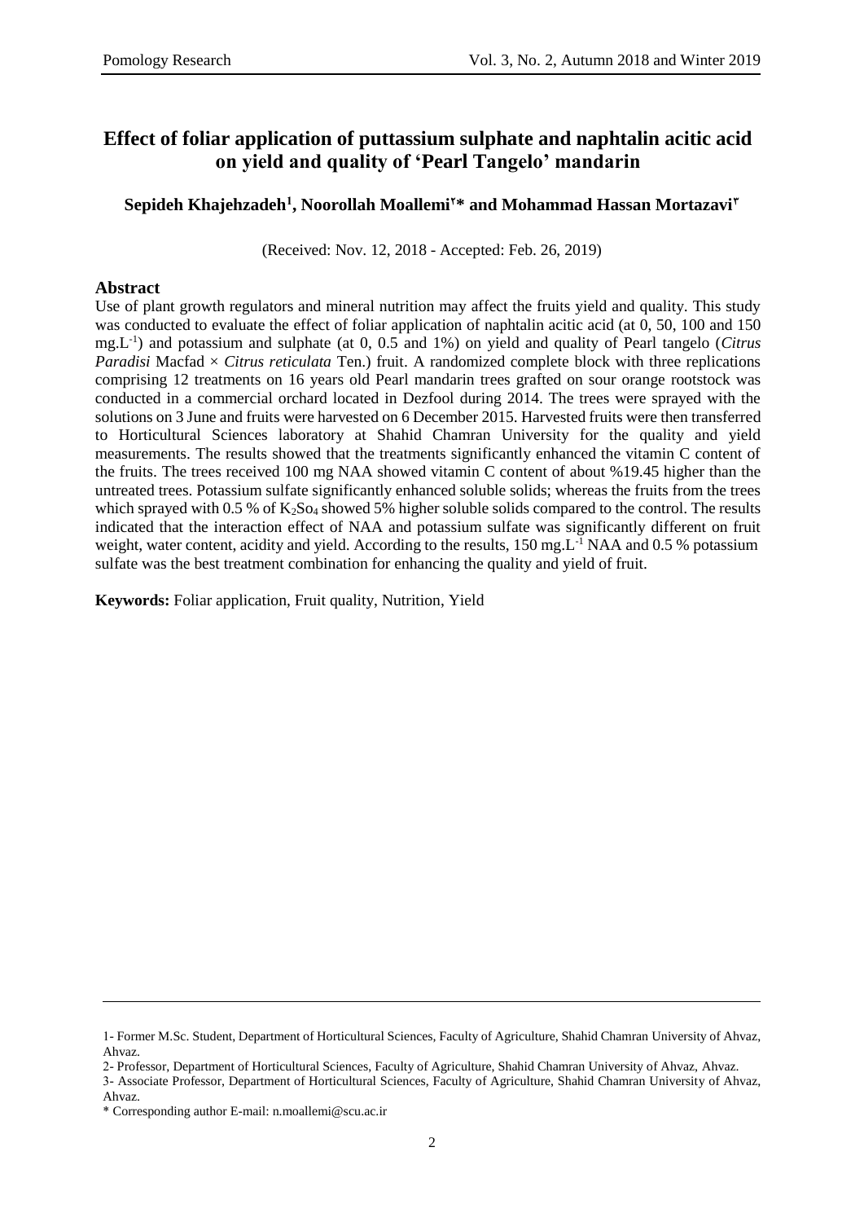# Effect of foliar application of puttassium sulphate and naphtalin acitic acid on yield and quality of 'Pearl Tangelo' mandarin

**Sepideh Khajehzadeh[1], Noorollah Moallemi[2]* and Mohammad Hassan Mortazavi[3]**

(Received: Nov. 12, 2018 - Accepted: Feb. 26, 2019)

## Abstract

Use of plant growth regulators and mineral nutrition may affect the fruits yield and quality. This study was conducted to evaluate the effect of foliar application of naphtalin acitic acid (at 0, 50, 100 and 150 mg.$L^{-1}$) and potassium and sulphate (at 0, 0.5 and 1%) on yield and quality of Pearl tangelo (*Citrus Paradisi* Macfad × *Citrus reticulata* Ten.) fruit. A randomized complete block with three replications comprising 12 treatments on 16 years old Pearl mandarin trees grafted on sour orange rootstock was conducted in a commercial orchard located in Dezfool during 2014. The trees were sprayed with the solutions on 3 June and fruits were harvested on 6 December 2015. Harvested fruits were then transferred to Horticultural Sciences laboratory at Shahid Chamran University for the quality and yield measurements. The results showed that the treatments significantly enhanced the vitamin C content of the fruits. The trees received 100 mg NAA showed vitamin C content of about %19.45 higher than the untreated trees. Potassium sulfate significantly enhanced soluble solids; whereas the fruits from the trees which sprayed with 0.5 % of $K_2So_4$ showed 5% higher soluble solids compared to the control. The results indicated that the interaction effect of NAA and potassium sulfate was significantly different on fruit weight, water content, acidity and yield. According to the results, 150 mg.$L^{-1}$ NAA and 0.5 % potassium sulfate was the best treatment combination for enhancing the quality and yield of fruit.

**Keywords:** Foliar application, Fruit quality, Nutrition, Yield

---

1- Former M.Sc. Student, Department of Horticultural Sciences, Faculty of Agriculture, Shahid Chamran University of Ahvaz, Ahvaz.

2- Professor, Department of Horticultural Sciences, Faculty of Agriculture, Shahid Chamran University of Ahvaz, Ahvaz.

3- Associate Professor, Department of Horticultural Sciences, Faculty of Agriculture, Shahid Chamran University of Ahvaz, Ahvaz.

\* Corresponding author E-mail: n.moallemi@scu.ac.ir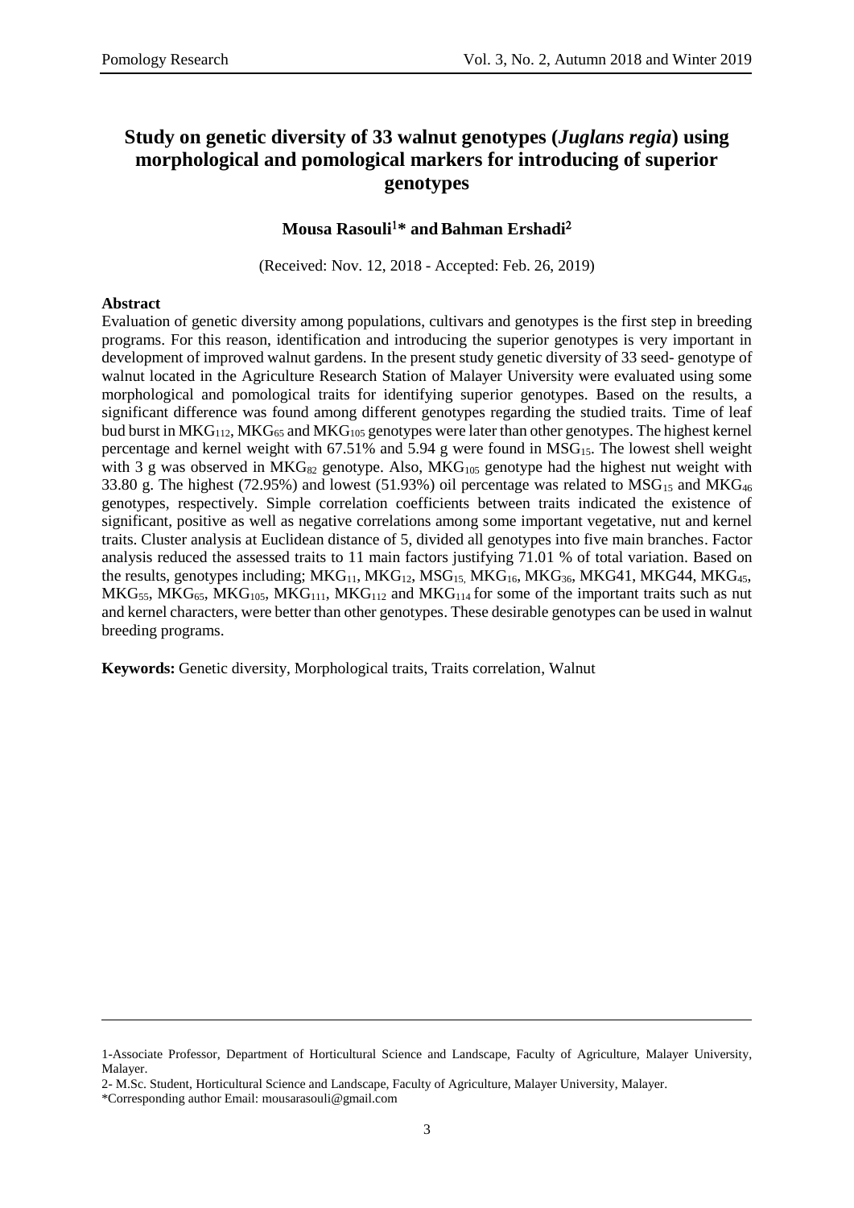# Study on genetic diversity of 33 walnut genotypes (*Juglans regia*) using morphological and pomological markers for introducing of superior genotypes

**Mousa Rasouli[1]* and Bahman Ershadi[2]**

(Received: Nov. 12, 2018 - Accepted: Feb. 26, 2019)

**Abstract**

Evaluation of genetic diversity among populations, cultivars and genotypes is the first step in breeding programs. For this reason, identification and introducing the superior genotypes is very important in development of improved walnut gardens. In the present study genetic diversity of 33 seed- genotype of walnut located in the Agriculture Research Station of Malayer University were evaluated using some morphological and pomological traits for identifying superior genotypes. Based on the results, a significant difference was found among different genotypes regarding the studied traits. Time of leaf bud burst in $MKG_{112}$, $MKG_{65}$ and $MKG_{105}$ genotypes were later than other genotypes. The highest kernel percentage and kernel weight with 67.51% and 5.94 g were found in $MSG_{15}$. The lowest shell weight with 3 g was observed in $MKG_{82}$ genotype. Also, $MKG_{105}$ genotype had the highest nut weight with 33.80 g. The highest (72.95%) and lowest (51.93%) oil percentage was related to $MSG_{15}$ and $MKG_{46}$ genotypes, respectively. Simple correlation coefficients between traits indicated the existence of significant, positive as well as negative correlations among some important vegetative, nut and kernel traits. Cluster analysis at Euclidean distance of 5, divided all genotypes into five main branches. Factor analysis reduced the assessed traits to 11 main factors justifying 71.01 % of total variation. Based on the results, genotypes including; $MKG_{11}$, $MKG_{12}$, $MSG_{15}$, $MKG_{16}$, $MKG_{36}$, MKG41, MKG44, $MKG_{45}$, $MKG_{55}$, $MKG_{65}$, $MKG_{105}$, $MKG_{111}$, $MKG_{112}$ and $MKG_{114}$ for some of the important traits such as nut and kernel characters, were better than other genotypes. These desirable genotypes can be used in walnut breeding programs.

**Keywords:** Genetic diversity, Morphological traits, Traits correlation, Walnut

---

1-Associate Professor, Department of Horticultural Science and Landscape, Faculty of Agriculture, Malayer University, Malayer.

2- M.Sc. Student, Horticultural Science and Landscape, Faculty of Agriculture, Malayer University, Malayer.

*Corresponding author Email: mousarasouli@gmail.com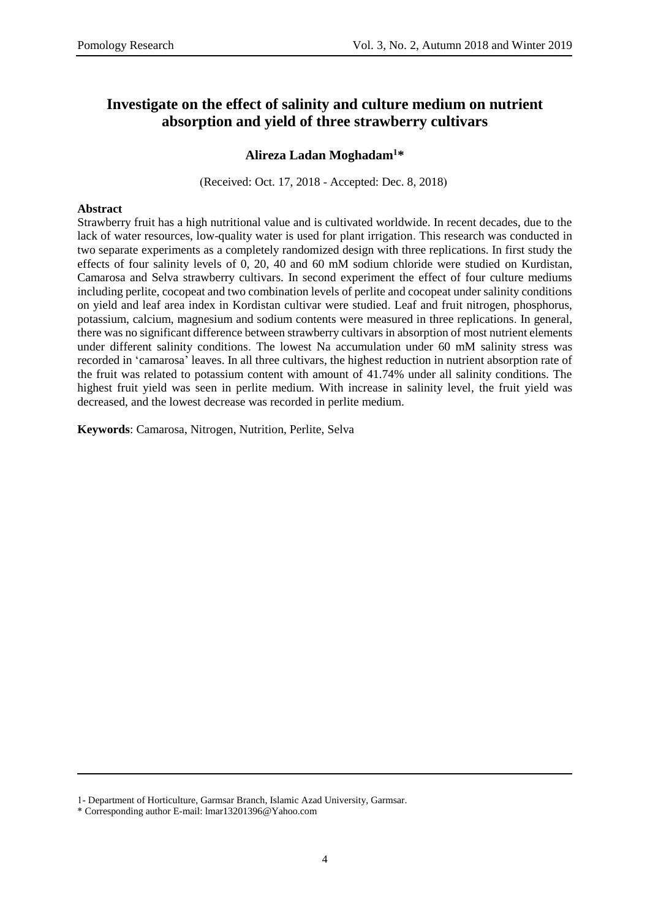# Investigate on the effect of salinity and culture medium on nutrient absorption and yield of three strawberry cultivars

**Alireza Ladan Moghadam[1]***

(Received: Oct. 17, 2018 - Accepted: Dec. 8, 2018)

**Abstract**

Strawberry fruit has a high nutritional value and is cultivated worldwide. In recent decades, due to the lack of water resources, low-quality water is used for plant irrigation. This research was conducted in two separate experiments as a completely randomized design with three replications. In first study the effects of four salinity levels of 0, 20, 40 and 60 mM sodium chloride were studied on Kurdistan, Camarosa and Selva strawberry cultivars. In second experiment the effect of four culture mediums including perlite, cocopeat and two combination levels of perlite and cocopeat under salinity conditions on yield and leaf area index in Kordistan cultivar were studied. Leaf and fruit nitrogen, phosphorus, potassium, calcium, magnesium and sodium contents were measured in three replications. In general, there was no significant difference between strawberry cultivars in absorption of most nutrient elements under different salinity conditions. The lowest Na accumulation under 60 mM salinity stress was recorded in 'camarosa' leaves. In all three cultivars, the highest reduction in nutrient absorption rate of the fruit was related to potassium content with amount of 41.74% under all salinity conditions. The highest fruit yield was seen in perlite medium. With increase in salinity level, the fruit yield was decreased, and the lowest decrease was recorded in perlite medium.

**Keywords**: Camarosa, Nitrogen, Nutrition, Perlite, Selva

---

1- Department of Horticulture, Garmsar Branch, Islamic Azad University, Garmsar.

* Corresponding author E-mail: lmar13201396@Yahoo.com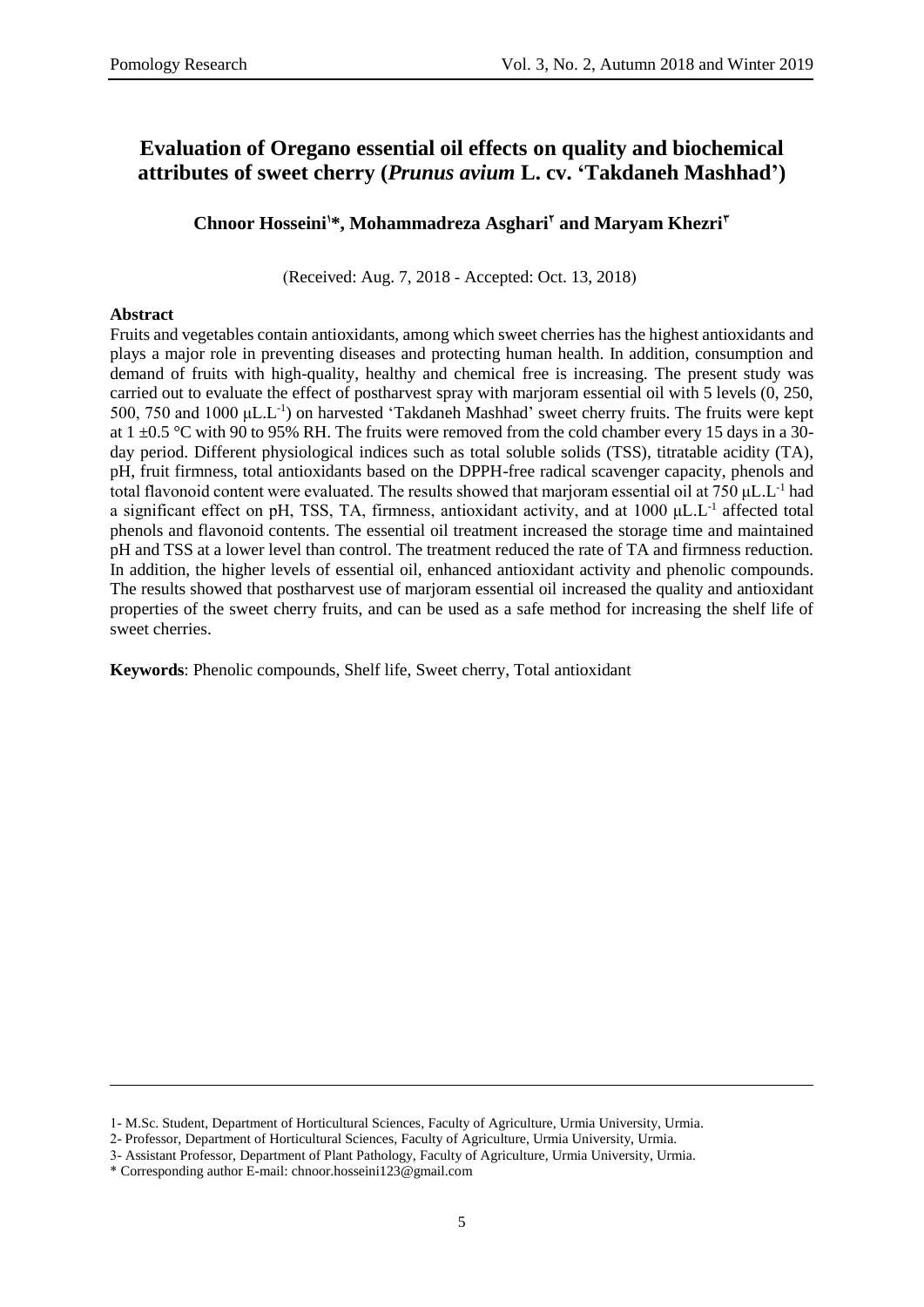# Evaluation of Oregano essential oil effects on quality and biochemical attributes of sweet cherry (*Prunus avium* L. cv. 'Takdaneh Mashhad')

**Chnoor Hosseini[1]*, Mohammadreza Asghari[2] and Maryam Khezri[3]**

(Received: Aug. 7, 2018 - Accepted: Oct. 13, 2018)

### Abstract

Fruits and vegetables contain antioxidants, among which sweet cherries has the highest antioxidants and plays a major role in preventing diseases and protecting human health. In addition, consumption and demand of fruits with high-quality, healthy and chemical free is increasing. The present study was carried out to evaluate the effect of postharvest spray with marjoram essential oil with 5 levels (0, 250, 500, 750 and 1000 μL.L$^{-1}$) on harvested 'Takdaneh Mashhad' sweet cherry fruits. The fruits were kept at 1 ±0.5 °C with 90 to 95% RH. The fruits were removed from the cold chamber every 15 days in a 30-day period. Different physiological indices such as total soluble solids (TSS), titratable acidity (TA), pH, fruit firmness, total antioxidants based on the DPPH-free radical scavenger capacity, phenols and total flavonoid content were evaluated. The results showed that marjoram essential oil at 750 μL.L$^{-1}$ had a significant effect on pH, TSS, TA, firmness, antioxidant activity, and at 1000 μL.L$^{-1}$ affected total phenols and flavonoid contents. The essential oil treatment increased the storage time and maintained pH and TSS at a lower level than control. The treatment reduced the rate of TA and firmness reduction. In addition, the higher levels of essential oil, enhanced antioxidant activity and phenolic compounds. The results showed that postharvest use of marjoram essential oil increased the quality and antioxidant properties of the sweet cherry fruits, and can be used as a safe method for increasing the shelf life of sweet cherries.

**Keywords**: Phenolic compounds, Shelf life, Sweet cherry, Total antioxidant

---

1- M.Sc. Student, Department of Horticultural Sciences, Faculty of Agriculture, Urmia University, Urmia.

2- Professor, Department of Horticultural Sciences, Faculty of Agriculture, Urmia University, Urmia.

3- Assistant Professor, Department of Plant Pathology, Faculty of Agriculture, Urmia University, Urmia.

\* Corresponding author E-mail: chnoor.hosseini123@gmail.com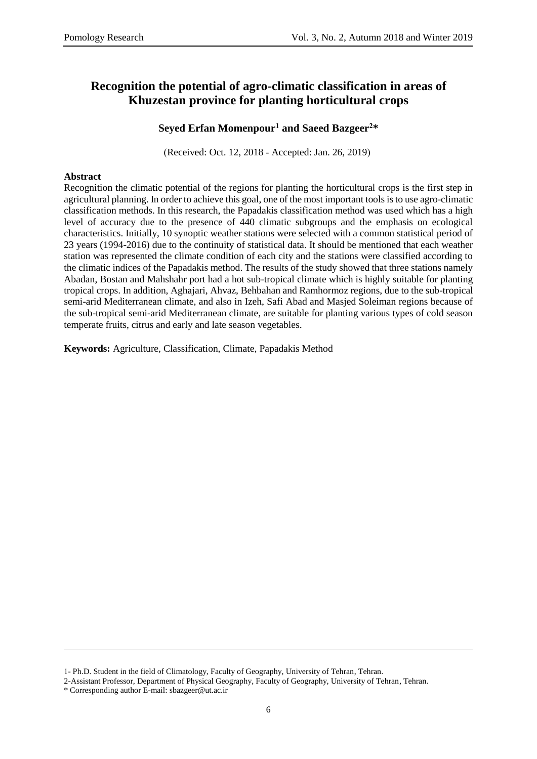# Recognition the potential of agro-climatic classification in areas of Khuzestan province for planting horticultural crops

**Seyed Erfan Momenpour[1] and Saeed Bazgeer[2]***

(Received: Oct. 12, 2018 - Accepted: Jan. 26, 2019)

**Abstract**

Recognition the climatic potential of the regions for planting the horticultural crops is the first step in agricultural planning. In order to achieve this goal, one of the most important tools is to use agro-climatic classification methods. In this research, the Papadakis classification method was used which has a high level of accuracy due to the presence of 440 climatic subgroups and the emphasis on ecological characteristics. Initially, 10 synoptic weather stations were selected with a common statistical period of 23 years (1994-2016) due to the continuity of statistical data. It should be mentioned that each weather station was represented the climate condition of each city and the stations were classified according to the climatic indices of the Papadakis method. The results of the study showed that three stations namely Abadan, Bostan and Mahshahr port had a hot sub-tropical climate which is highly suitable for planting tropical crops. In addition, Aghajari, Ahvaz, Behbahan and Ramhormoz regions, due to the sub-tropical semi-arid Mediterranean climate, and also in Izeh, Safi Abad and Masjed Soleiman regions because of the sub-tropical semi-arid Mediterranean climate, are suitable for planting various types of cold season temperate fruits, citrus and early and late season vegetables.

**Keywords:** Agriculture, Classification, Climate, Papadakis Method

---

1- Ph.D. Student in the field of Climatology, Faculty of Geography, University of Tehran, Tehran.

2-Assistant Professor, Department of Physical Geography, Faculty of Geography, University of Tehran, Tehran.

* Corresponding author E-mail: sbazgeer@ut.ac.ir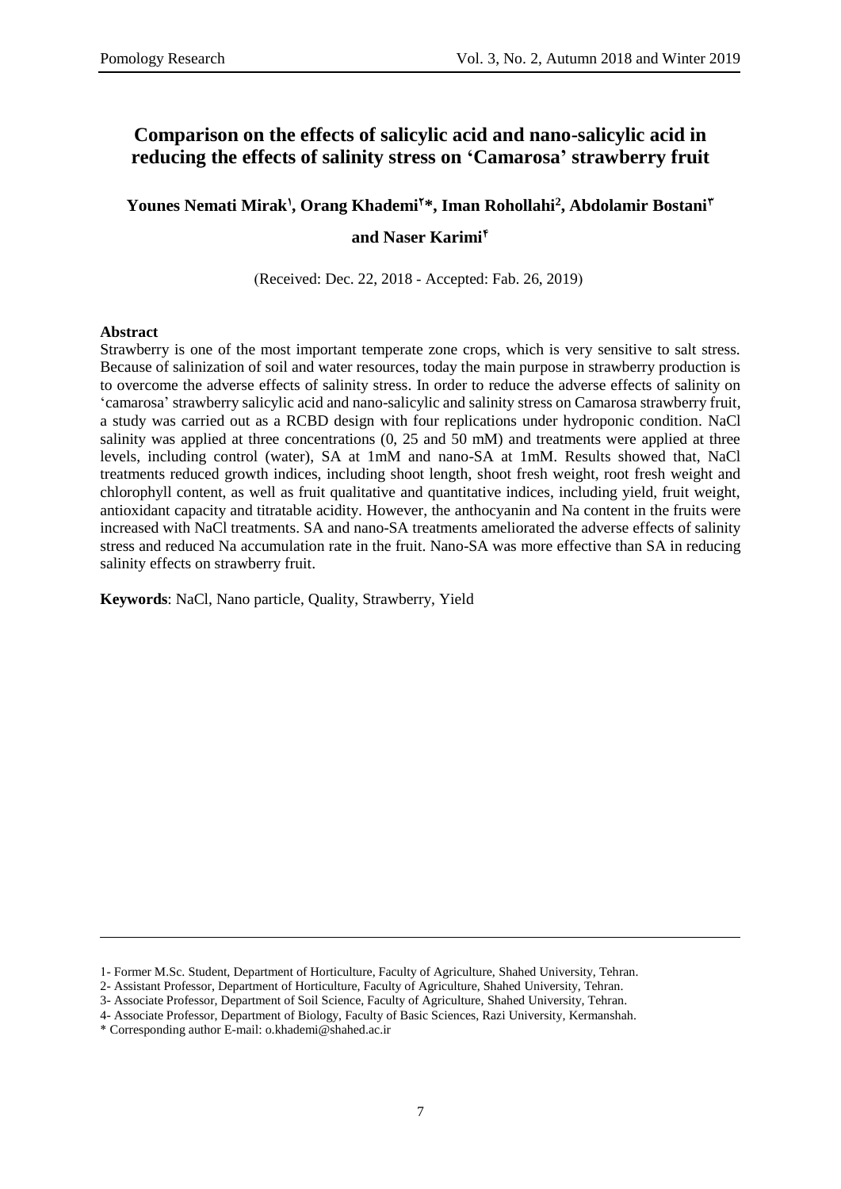# Comparison on the effects of salicylic acid and nano-salicylic acid in reducing the effects of salinity stress on 'Camarosa' strawberry fruit

**Younes Nemati Mirak[1], Orang Khademi[2]*, Iman Rohollahi[2], Abdolamir Bostani[3] and Naser Karimi[4]**

(Received: Dec. 22, 2018 - Accepted: Fab. 26, 2019)

**Abstract**

Strawberry is one of the most important temperate zone crops, which is very sensitive to salt stress. Because of salinization of soil and water resources, today the main purpose in strawberry production is to overcome the adverse effects of salinity stress. In order to reduce the adverse effects of salinity on 'camarosa' strawberry salicylic acid and nano-salicylic and salinity stress on Camarosa strawberry fruit, a study was carried out as a RCBD design with four replications under hydroponic condition. NaCl salinity was applied at three concentrations (0, 25 and 50 mM) and treatments were applied at three levels, including control (water), SA at 1mM and nano-SA at 1mM. Results showed that, NaCl treatments reduced growth indices, including shoot length, shoot fresh weight, root fresh weight and chlorophyll content, as well as fruit qualitative and quantitative indices, including yield, fruit weight, antioxidant capacity and titratable acidity. However, the anthocyanin and Na content in the fruits were increased with NaCl treatments. SA and nano-SA treatments ameliorated the adverse effects of salinity stress and reduced Na accumulation rate in the fruit. Nano-SA was more effective than SA in reducing salinity effects on strawberry fruit.

**Keywords**: NaCl, Nano particle, Quality, Strawberry, Yield

---

1- Former M.Sc. Student, Department of Horticulture, Faculty of Agriculture, Shahed University, Tehran.

2- Assistant Professor, Department of Horticulture, Faculty of Agriculture, Shahed University, Tehran.

3- Associate Professor, Department of Soil Science, Faculty of Agriculture, Shahed University, Tehran.

4- Associate Professor, Department of Biology, Faculty of Basic Sciences, Razi University, Kermanshah.

* Corresponding author E-mail: o.khademi@shahed.ac.ir